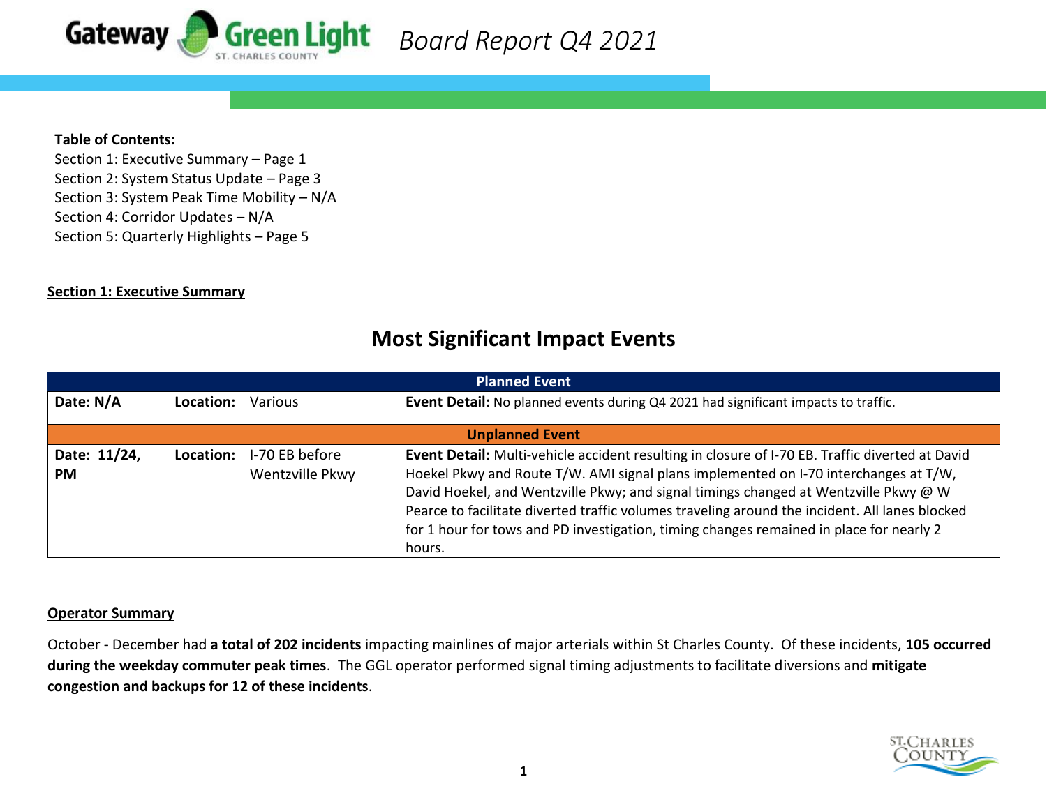# Gateway Green Light — Board Report Q4 2021

**Table of Contents:**

Section 1: Executive Summary – Page 1
Section 2: System Status Update – Page 3
Section 3: System Peak Time Mobility – N/A
Section 4: Corridor Updates – N/A
Section 5: Quarterly Highlights – Page 5

## Section 1: Executive Summary

### Most Significant Impact Events

| Planned Event | | |
|---|---|---|
| **Date: N/A** | **Location:** Various | **Event Detail:** No planned events during Q4 2021 had significant impacts to traffic. |
| **Unplanned Event** | | |
| **Date: 11/24, PM** | **Location:** I-70 EB before Wentzville Pkwy | **Event Detail:** Multi-vehicle accident resulting in closure of I-70 EB. Traffic diverted at David Hoekel Pkwy and Route T/W. AMI signal plans implemented on I-70 interchanges at T/W, David Hoekel, and Wentzville Pkwy; and signal timings changed at Wentzville Pkwy @ W Pearce to facilitate diverted traffic volumes traveling around the incident. All lanes blocked for 1 hour for tows and PD investigation, timing changes remained in place for nearly 2 hours. |

### Operator Summary

October - December had **a total of 202 incidents** impacting mainlines of major arterials within St Charles County. Of these incidents, **105 occurred during the weekday commuter peak times**. The GGL operator performed signal timing adjustments to facilitate diversions and **mitigate congestion and backups for 12 of these incidents**.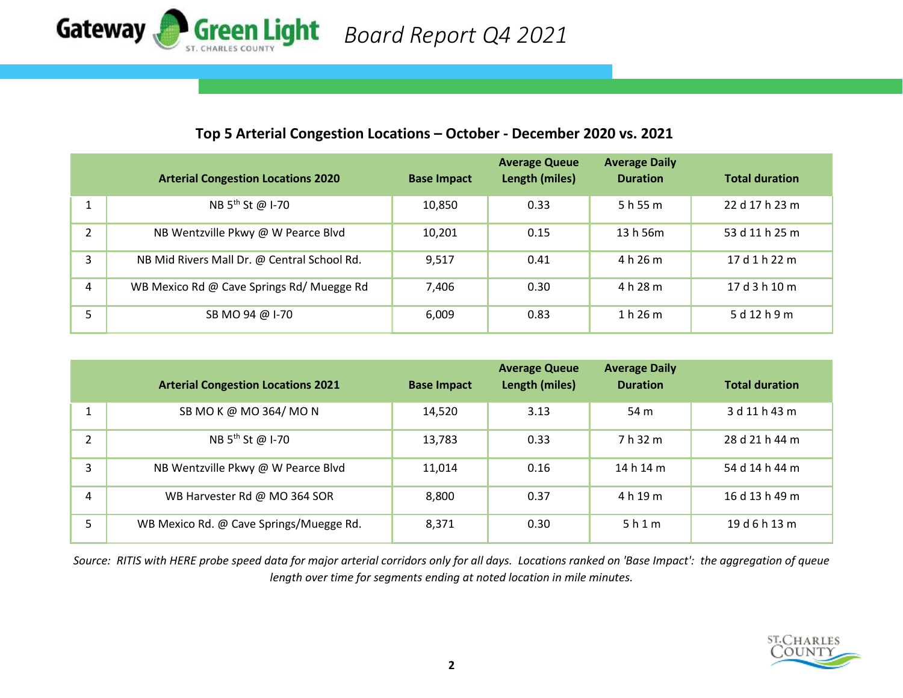# Board Report Q4 2021

## Top 5 Arterial Congestion Locations – October - December 2020 vs. 2021

| | Arterial Congestion Locations 2020 | Base Impact | Average Queue Length (miles) | Average Daily Duration | Total duration |
|---|---|---|---|---|---|
| 1 | NB 5th St @ I-70 | 10,850 | 0.33 | 5 h 55 m | 22 d 17 h 23 m |
| 2 | NB Wentzville Pkwy @ W Pearce Blvd | 10,201 | 0.15 | 13 h 56m | 53 d 11 h 25 m |
| 3 | NB Mid Rivers Mall Dr. @ Central School Rd. | 9,517 | 0.41 | 4 h 26 m | 17 d 1 h 22 m |
| 4 | WB Mexico Rd @ Cave Springs Rd/ Muegge Rd | 7,406 | 0.30 | 4 h 28 m | 17 d 3 h 10 m |
| 5 | SB MO 94 @ I-70 | 6,009 | 0.83 | 1 h 26 m | 5 d 12 h 9 m |

| | Arterial Congestion Locations 2021 | Base Impact | Average Queue Length (miles) | Average Daily Duration | Total duration |
|---|---|---|---|---|---|
| 1 | SB MO K @ MO 364/ MO N | 14,520 | 3.13 | 54 m | 3 d 11 h 43 m |
| 2 | NB 5th St @ I-70 | 13,783 | 0.33 | 7 h 32 m | 28 d 21 h 44 m |
| 3 | NB Wentzville Pkwy @ W Pearce Blvd | 11,014 | 0.16 | 14 h 14 m | 54 d 14 h 44 m |
| 4 | WB Harvester Rd @ MO 364 SOR | 8,800 | 0.37 | 4 h 19 m | 16 d 13 h 49 m |
| 5 | WB Mexico Rd. @ Cave Springs/Muegge Rd. | 8,371 | 0.30 | 5 h 1 m | 19 d 6 h 13 m |

*Source: RITIS with HERE probe speed data for major arterial corridors only for all days. Locations ranked on 'Base Impact': the aggregation of queue length over time for segments ending at noted location in mile minutes.*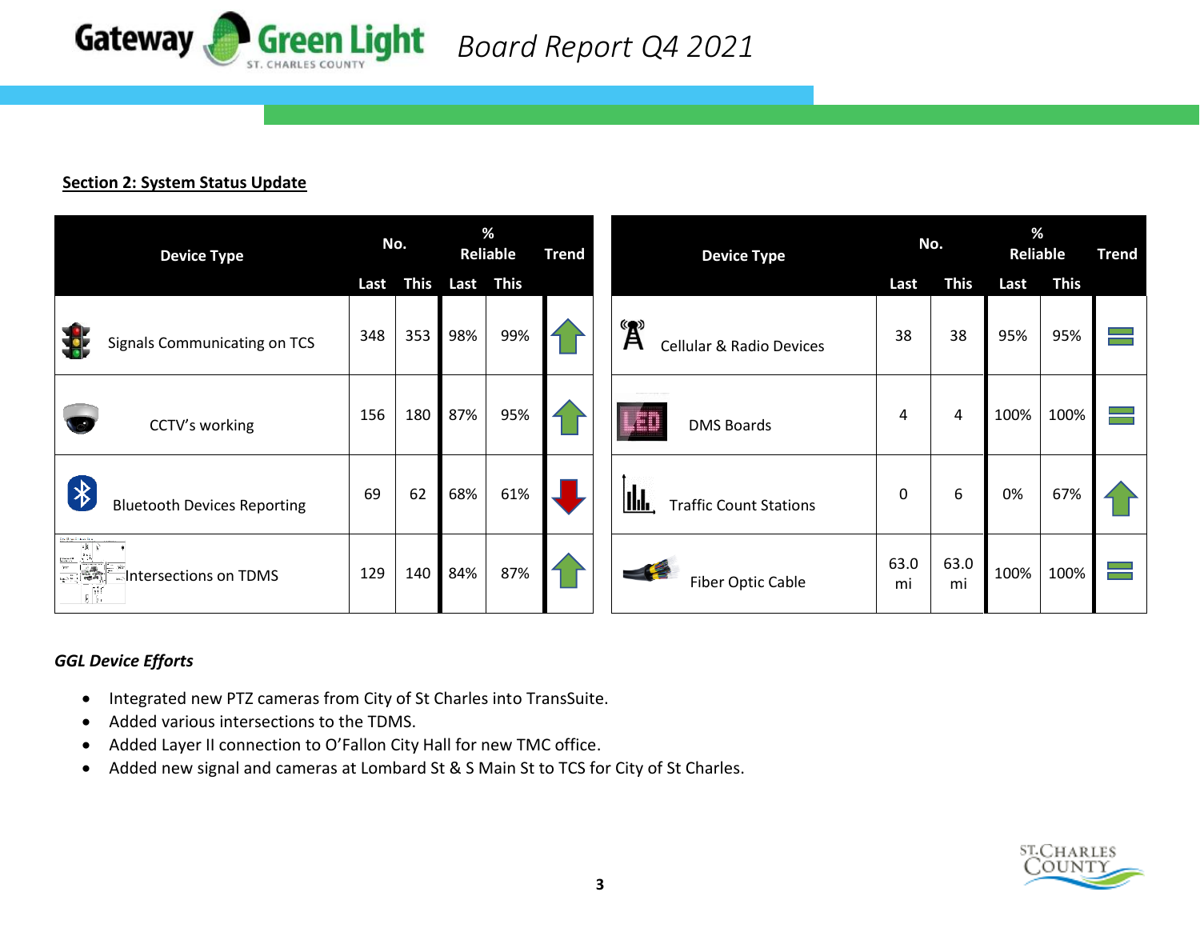## Section 2: System Status Update

| Device Type | No. Last | No. This | % Reliable Last | % Reliable This | Trend |
|---|---|---|---|---|---|
| Signals Communicating on TCS | 348 | 353 | 98% | 99% | ↑ |
| CCTV's working | 156 | 180 | 87% | 95% | ↑ |
| Bluetooth Devices Reporting | 69 | 62 | 68% | 61% | ↓ |
| Intersections on TDMS | 129 | 140 | 84% | 87% | ↑ |

| Device Type | No. Last | No. This | % Reliable Last | % Reliable This | Trend |
|---|---|---|---|---|---|
| Cellular & Radio Devices | 38 | 38 | 95% | 95% | = |
| DMS Boards | 4 | 4 | 100% | 100% | = |
| Traffic Count Stations | 0 | 6 | 0% | 67% | ↑ |
| Fiber Optic Cable | 63.0 mi | 63.0 mi | 100% | 100% | = |

### *GGL Device Efforts*

- Integrated new PTZ cameras from City of St Charles into TransSuite.
- Added various intersections to the TDMS.
- Added Layer II connection to O'Fallon City Hall for new TMC office.
- Added new signal and cameras at Lombard St & S Main St to TCS for City of St Charles.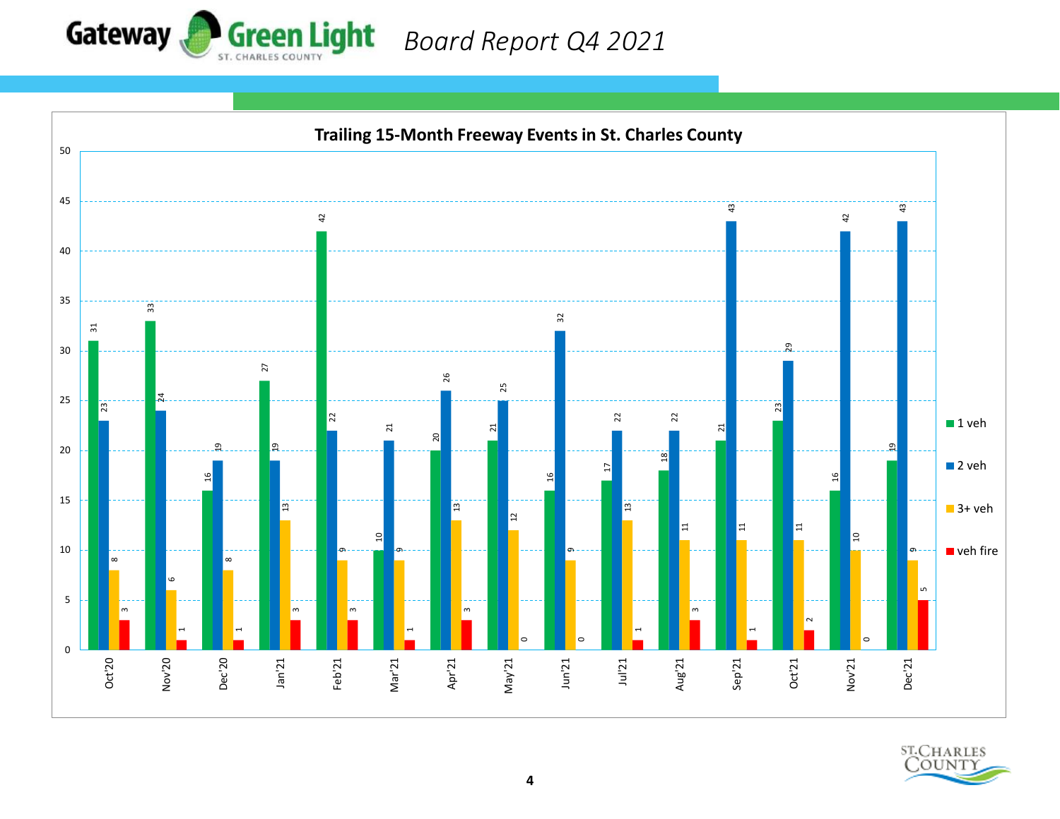# Board Report Q4 2021

## Trailing 15-Month Freeway Events in St. Charles County

| Month | 1 veh | 2 veh | 3+ veh | veh fire |
|---|---|---|---|---|
| Oct'20 | 31 | 23 | 8 | 3 |
| Nov'20 | 33 | 24 | 6 | 1 |
| Dec'20 | 16 | 19 | 8 | 1 |
| Jan'21 | 27 | 19 | 13 | 3 |
| Feb'21 | 42 | 22 | 9 | 3 |
| Mar'21 | 10 | 21 | 9 | 1 |
| Apr'21 | 20 | 26 | 13 | 3 |
| May'21 | 21 | 25 | 12 | 0 |
| Jun'21 | 16 | 32 | 9 | 0 |
| Jul'21 | 17 | 22 | 13 | 1 |
| Aug'21 | 18 | 22 | 11 | 3 |
| Sep'21 | 21 | 43 | 11 | 1 |
| Oct'21 | 23 | 29 | 11 | 2 |
| Nov'21 | 16 | 42 | 10 | 0 |
| Dec'21 | 19 | 43 | 9 | 5 |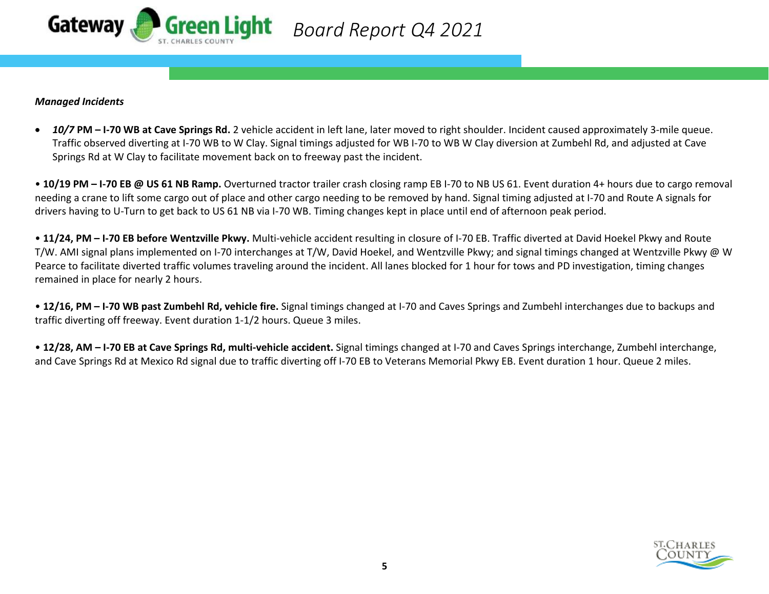*Managed Incidents*

- ***10/7* PM – I-70 WB at Cave Springs Rd.** 2 vehicle accident in left lane, later moved to right shoulder. Incident caused approximately 3-mile queue. Traffic observed diverting at I-70 WB to W Clay. Signal timings adjusted for WB I-70 to WB W Clay diversion at Zumbehl Rd, and adjusted at Cave Springs Rd at W Clay to facilitate movement back on to freeway past the incident.

• **10/19 PM – I-70 EB @ US 61 NB Ramp.** Overturned tractor trailer crash closing ramp EB I-70 to NB US 61. Event duration 4+ hours due to cargo removal needing a crane to lift some cargo out of place and other cargo needing to be removed by hand. Signal timing adjusted at I-70 and Route A signals for drivers having to U-Turn to get back to US 61 NB via I-70 WB. Timing changes kept in place until end of afternoon peak period.

• **11/24, PM – I-70 EB before Wentzville Pkwy.** Multi-vehicle accident resulting in closure of I-70 EB. Traffic diverted at David Hoekel Pkwy and Route T/W. AMI signal plans implemented on I-70 interchanges at T/W, David Hoekel, and Wentzville Pkwy; and signal timings changed at Wentzville Pkwy @ W Pearce to facilitate diverted traffic volumes traveling around the incident. All lanes blocked for 1 hour for tows and PD investigation, timing changes remained in place for nearly 2 hours.

• **12/16, PM – I-70 WB past Zumbehl Rd, vehicle fire.** Signal timings changed at I-70 and Caves Springs and Zumbehl interchanges due to backups and traffic diverting off freeway. Event duration 1-1/2 hours. Queue 3 miles.

• **12/28, AM – I-70 EB at Cave Springs Rd, multi-vehicle accident.** Signal timings changed at I-70 and Caves Springs interchange, Zumbehl interchange, and Cave Springs Rd at Mexico Rd signal due to traffic diverting off I-70 EB to Veterans Memorial Pkwy EB. Event duration 1 hour. Queue 2 miles.